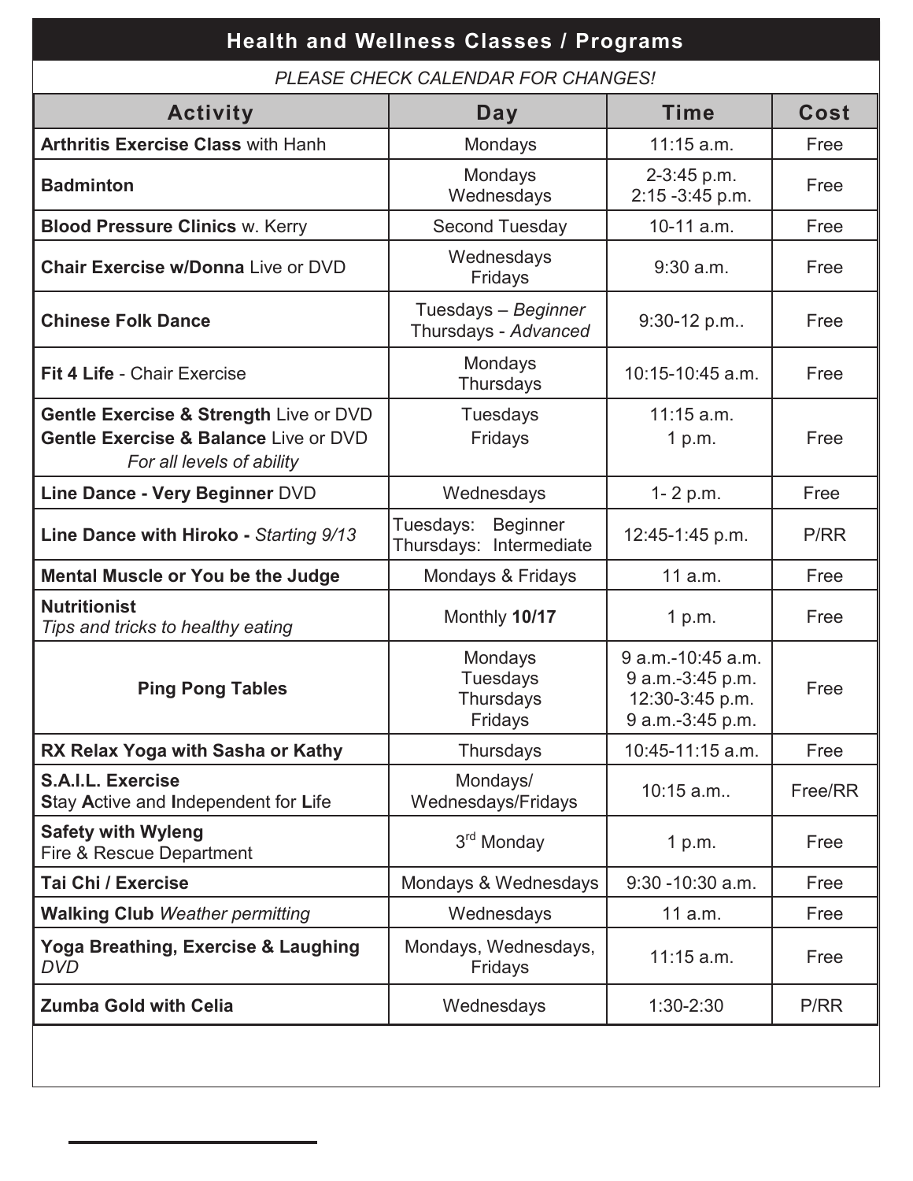## Health and Wellness Classes / Programs

*PLEASE CHECK CALENDAR FOR CHANGES!*

| Activity | Day | Time | Cost |
|---|---|---|---|
| **Arthritis Exercise Class** with Hanh | Mondays | 11:15 a.m. | Free |
| **Badminton** | Mondays<br>Wednesdays | 2-3:45 p.m.<br>2:15 -3:45 p.m. | Free |
| **Blood Pressure Clinics** w. Kerry | Second Tuesday | 10-11 a.m. | Free |
| **Chair Exercise w/Donna** Live or DVD | Wednesdays<br>Fridays | 9:30 a.m. | Free |
| **Chinese Folk Dance** | Tuesdays – *Beginner*<br>Thursdays - *Advanced* | 9:30-12 p.m.. | Free |
| **Fit 4 Life** - Chair Exercise | Mondays<br>Thursdays | 10:15-10:45 a.m. | Free |
| **Gentle Exercise & Strength** Live or DVD<br>**Gentle Exercise & Balance** Live or DVD<br>*For all levels of ability* | Tuesdays<br>Fridays | 11:15 a.m.<br>1 p.m. | Free |
| **Line Dance - Very Beginner** DVD | Wednesdays | 1- 2 p.m. | Free |
| **Line Dance with Hiroko -** *Starting 9/13* | Tuesdays: Beginner<br>Thursdays: Intermediate | 12:45-1:45 p.m. | P/RR |
| **Mental Muscle or You be the Judge** | Mondays & Fridays | 11 a.m. | Free |
| **Nutritionist**<br>*Tips and tricks to healthy eating* | Monthly **10/17** | 1 p.m. | Free |
| **Ping Pong Tables** | Mondays<br>Tuesdays<br>Thursdays<br>Fridays | 9 a.m.-10:45 a.m.<br>9 a.m.-3:45 p.m.<br>12:30-3:45 p.m.<br>9 a.m.-3:45 p.m. | Free |
| **RX Relax Yoga with Sasha or Kathy** | Thursdays | 10:45-11:15 a.m. | Free |
| **S.A.I.L. Exercise**<br>**S**tay **A**ctive and **I**ndependent for **L**ife | Mondays/<br>Wednesdays/Fridays | 10:15 a.m.. | Free/RR |
| **Safety with Wyleng**<br>Fire & Rescue Department | 3rd Monday | 1 p.m. | Free |
| **Tai Chi / Exercise** | Mondays & Wednesdays | 9:30 -10:30 a.m. | Free |
| **Walking Club** *Weather permitting* | Wednesdays | 11 a.m. | Free |
| **Yoga Breathing, Exercise & Laughing** *DVD* | Mondays, Wednesdays, Fridays | 11:15 a.m. | Free |
| **Zumba Gold with Celia** | Wednesdays | 1:30-2:30 | P/RR |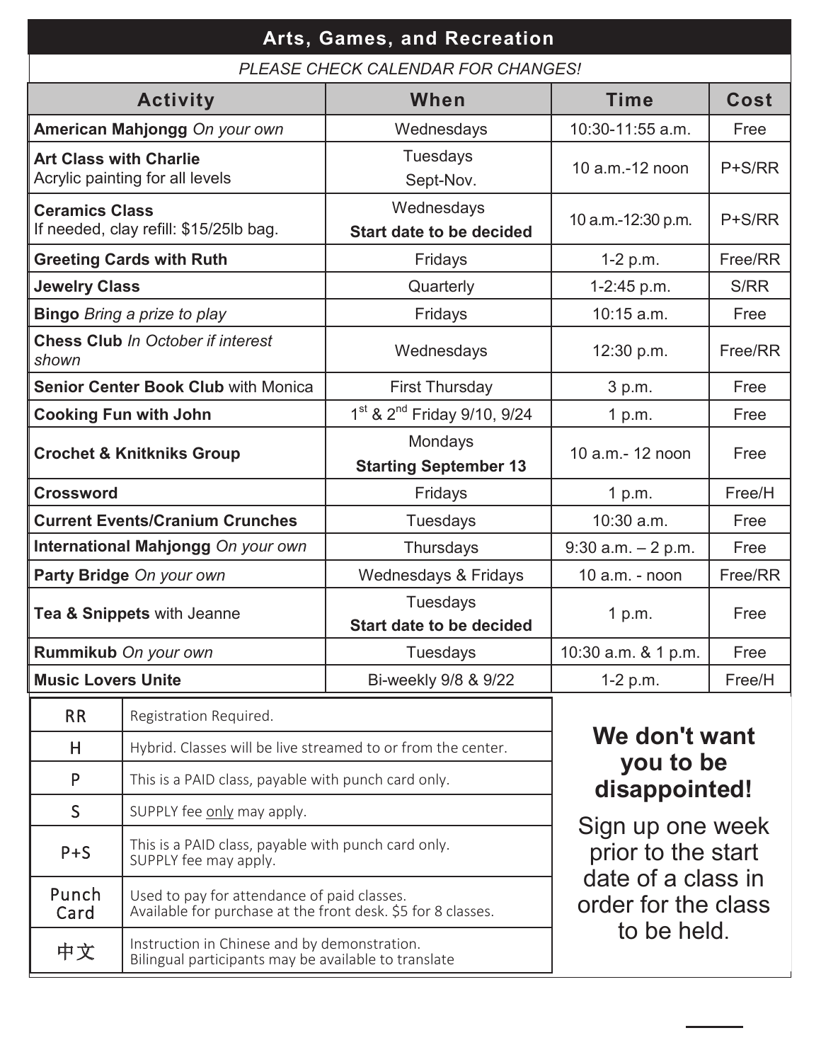## Arts, Games, and Recreation

*PLEASE CHECK CALENDAR FOR CHANGES!*

| Activity | When | Time | Cost |
|---|---|---|---|
| **American Mahjongg** *On your own* | Wednesdays | 10:30-11:55 a.m. | Free |
| **Art Class with Charlie** Acrylic painting for all levels | Tuesdays Sept-Nov. | 10 a.m.-12 noon | P+S/RR |
| **Ceramics Class** If needed, clay refill: $15/25lb bag. | Wednesdays **Start date to be decided** | 10 a.m.-12:30 p.m. | P+S/RR |
| **Greeting Cards with Ruth** | Fridays | 1-2 p.m. | Free/RR |
| **Jewelry Class** | Quarterly | 1-2:45 p.m. | S/RR |
| **Bingo** *Bring a prize to play* | Fridays | 10:15 a.m. | Free |
| **Chess Club** *In October if interest shown* | Wednesdays | 12:30 p.m. | Free/RR |
| **Senior Center Book Club** with Monica | First Thursday | 3 p.m. | Free |
| **Cooking Fun with John** | 1st & 2nd Friday 9/10, 9/24 | 1 p.m. | Free |
| **Crochet & Knitkniks Group** | Mondays **Starting September 13** | 10 a.m.- 12 noon | Free |
| **Crossword** | Fridays | 1 p.m. | Free/H |
| **Current Events/Cranium Crunches** | Tuesdays | 10:30 a.m. | Free |
| **International Mahjongg** *On your own* | Thursdays | 9:30 a.m. – 2 p.m. | Free |
| **Party Bridge** *On your own* | Wednesdays & Fridays | 10 a.m. - noon | Free/RR |
| **Tea & Snippets** with Jeanne | Tuesdays **Start date to be decided** | 1 p.m. | Free |
| **Rummikub** *On your own* | Tuesdays | 10:30 a.m. & 1 p.m. | Free |
| **Music Lovers Unite** | Bi-weekly 9/8 & 9/22 | 1-2 p.m. | Free/H |

| Code | Meaning |
|---|---|
| RR | Registration Required. |
| H | Hybrid. Classes will be live streamed to or from the center. |
| P | This is a PAID class, payable with punch card only. |
| S | SUPPLY fee only may apply. |
| P+S | This is a PAID class, payable with punch card only. SUPPLY fee may apply. |
| Punch Card | Used to pay for attendance of paid classes. Available for purchase at the front desk. $5 for 8 classes. |
| 中文 | Instruction in Chinese and by demonstration. Bilingual participants may be available to translate |

### We don't want you to be disappointed!

Sign up one week prior to the start date of a class in order for the class to be held.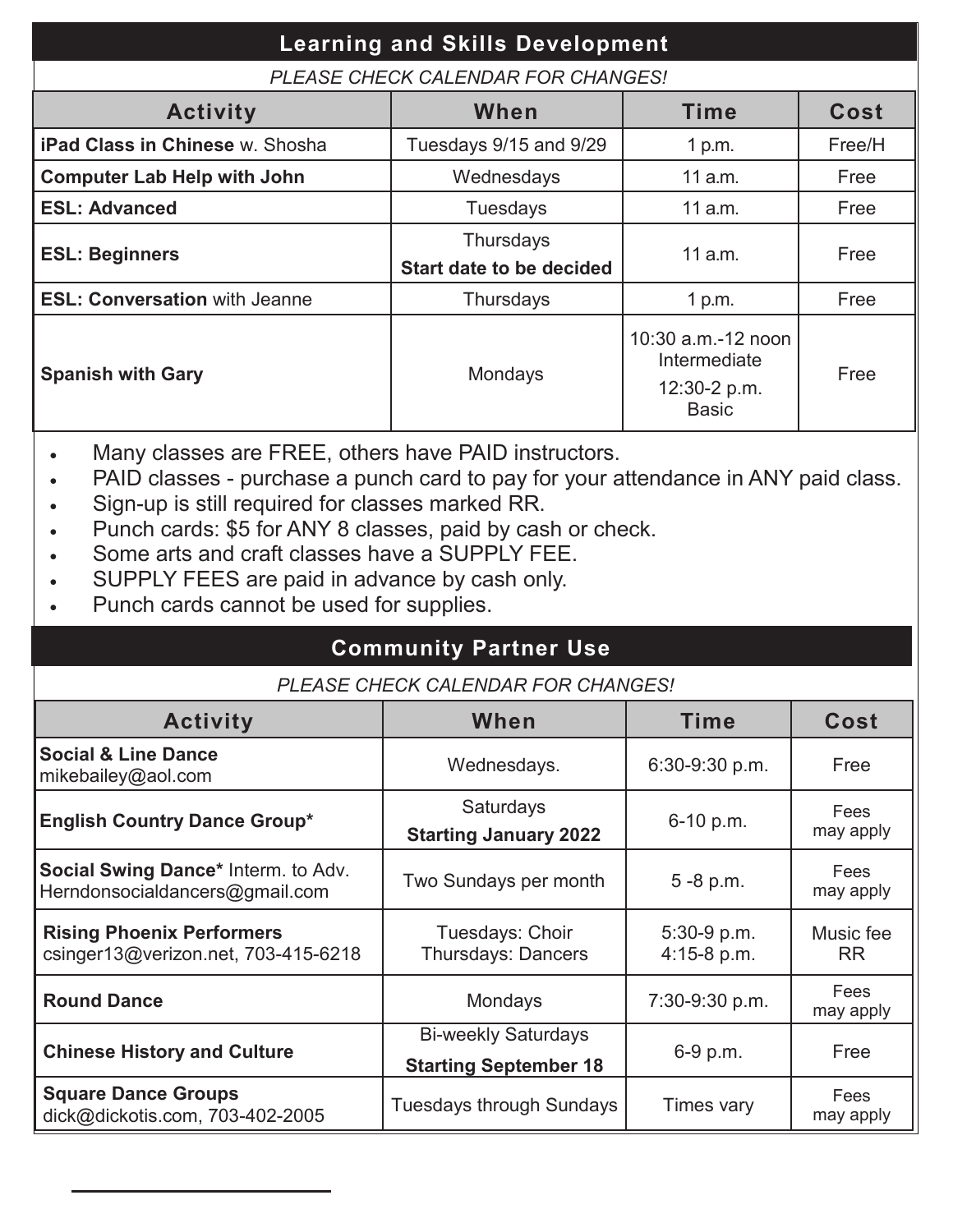## Learning and Skills Development

*PLEASE CHECK CALENDAR FOR CHANGES!*

| Activity | When | Time | Cost |
|---|---|---|---|
| **iPad Class in Chinese** w. Shosha | Tuesdays 9/15 and 9/29 | 1 p.m. | Free/H |
| **Computer Lab Help with John** | Wednesdays | 11 a.m. | Free |
| **ESL: Advanced** | Tuesdays | 11 a.m. | Free |
| **ESL: Beginners** | Thursdays **Start date to be decided** | 11 a.m. | Free |
| **ESL: Conversation** with Jeanne | Thursdays | 1 p.m. | Free |
| **Spanish with Gary** | Mondays | 10:30 a.m.-12 noon Intermediate 12:30-2 p.m. Basic | Free |

- Many classes are FREE, others have PAID instructors.
- PAID classes - purchase a punch card to pay for your attendance in ANY paid class.
- Sign-up is still required for classes marked RR.
- Punch cards: $5 for ANY 8 classes, paid by cash or check.
- Some arts and craft classes have a SUPPLY FEE.
- SUPPLY FEES are paid in advance by cash only.
- Punch cards cannot be used for supplies.

## Community Partner Use

*PLEASE CHECK CALENDAR FOR CHANGES!*

| Activity | When | Time | Cost |
|---|---|---|---|
| **Social & Line Dance** mikebailey@aol.com | Wednesdays. | 6:30-9:30 p.m. | Free |
| **English Country Dance Group*** | Saturdays **Starting January 2022** | 6-10 p.m. | Fees may apply |
| **Social Swing Dance*** Interm. to Adv. Herndonsocialdancers@gmail.com | Two Sundays per month | 5 -8 p.m. | Fees may apply |
| **Rising Phoenix Performers** csinger13@verizon.net, 703-415-6218 | Tuesdays: Choir Thursdays: Dancers | 5:30-9 p.m. 4:15-8 p.m. | Music fee RR |
| **Round Dance** | Mondays | 7:30-9:30 p.m. | Fees may apply |
| **Chinese History and Culture** | Bi-weekly Saturdays **Starting September 18** | 6-9 p.m. | Free |
| **Square Dance Groups** dick@dickotis.com, 703-402-2005 | Tuesdays through Sundays | Times vary | Fees may apply |